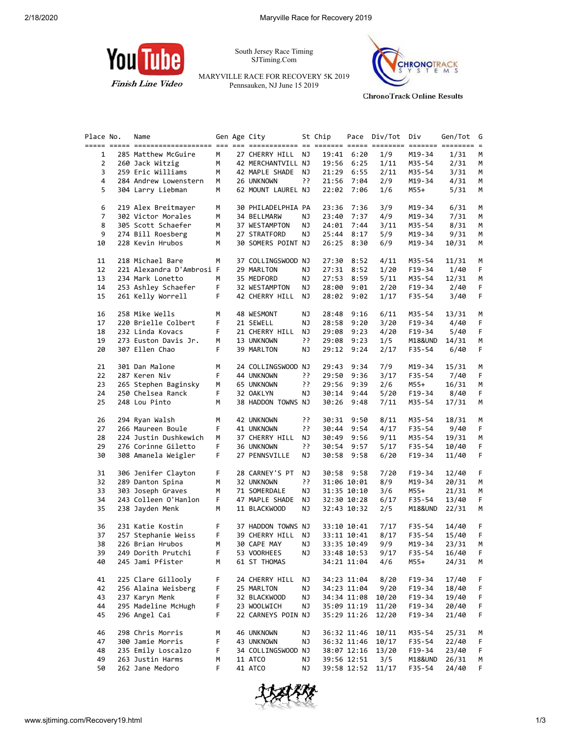YouTube Finish Line Video

South Jersey Race Timing
SJTiming.Com

MARYVILLE RACE FOR RECOVERY 5K 2019
Pennsauken, NJ June 15 2019

ChronoTrack Online Results

| Place | No. | Name | Gen | Age | City | St | Chip | Pace | Div/Tot | Div | Gen/Tot | G |
|---|---|---|---|---|---|---|---|---|---|---|---|---|
| 1 | 285 | Matthew McGuire | M | 27 | CHERRY HILL | NJ | 19:41 | 6:20 | 1/9 | M19-34 | 1/31 | M |
| 2 | 260 | Jack Witzig | M | 42 | MERCHANTVILL | NJ | 19:56 | 6:25 | 1/11 | M35-54 | 2/31 | M |
| 3 | 259 | Eric Williams | M | 42 | MAPLE SHADE | NJ | 21:29 | 6:55 | 2/11 | M35-54 | 3/31 | M |
| 4 | 284 | Andrew Lowenstern | M | 26 | UNKNOWN | ?? | 21:56 | 7:04 | 2/9 | M19-34 | 4/31 | M |
| 5 | 304 | Larry Liebman | M | 62 | MOUNT LAUREL | NJ | 22:02 | 7:06 | 1/6 | M55+ | 5/31 | M |
| 6 | 219 | Alex Breitmayer | M | 30 | PHILADELPHIA | PA | 23:36 | 7:36 | 3/9 | M19-34 | 6/31 | M |
| 7 | 302 | Victor Morales | M | 34 | BELLMARW | NJ | 23:40 | 7:37 | 4/9 | M19-34 | 7/31 | M |
| 8 | 305 | Scott Schaefer | M | 37 | WESTAMPTON | NJ | 24:01 | 7:44 | 3/11 | M35-54 | 8/31 | M |
| 9 | 274 | Bill Roesberg | M | 27 | STRATFORD | NJ | 25:44 | 8:17 | 5/9 | M19-34 | 9/31 | M |
| 10 | 228 | Kevin Hrubos | M | 30 | SOMERS POINT | NJ | 26:25 | 8:30 | 6/9 | M19-34 | 10/31 | M |
| 11 | 218 | Michael Bare | M | 37 | COLLINGSWOOD | NJ | 27:30 | 8:52 | 4/11 | M35-54 | 11/31 | M |
| 12 | 221 | Alexandra D'Ambrosi | F | 29 | MARLTON | NJ | 27:31 | 8:52 | 1/20 | F19-34 | 1/40 | F |
| 13 | 234 | Mark Lonetto | M | 35 | MEDFORD | NJ | 27:53 | 8:59 | 5/11 | M35-54 | 12/31 | M |
| 14 | 253 | Ashley Schaefer | F | 32 | WESTAMPTON | NJ | 28:00 | 9:01 | 2/20 | F19-34 | 2/40 | F |
| 15 | 261 | Kelly Worrell | F | 42 | CHERRY HILL | NJ | 28:02 | 9:02 | 1/17 | F35-54 | 3/40 | F |
| 16 | 258 | Mike Wells | M | 48 | WESMONT | NJ | 28:48 | 9:16 | 6/11 | M35-54 | 13/31 | M |
| 17 | 220 | Brielle Colbert | F | 21 | SEWELL | NJ | 28:58 | 9:20 | 3/20 | F19-34 | 4/40 | F |
| 18 | 232 | Linda Kovacs | F | 21 | CHERRY HILL | NJ | 29:08 | 9:23 | 4/20 | F19-34 | 5/40 | F |
| 19 | 273 | Euston Davis Jr. | M | 13 | UNKNOWN | ?? | 29:08 | 9:23 | 1/5 | M18&UND | 14/31 | M |
| 20 | 307 | Ellen Chao | F | 39 | MARLTON | NJ | 29:12 | 9:24 | 2/17 | F35-54 | 6/40 | F |
| 21 | 301 | Dan Malone | M | 24 | COLLINGSWOOD | NJ | 29:43 | 9:34 | 7/9 | M19-34 | 15/31 | M |
| 22 | 287 | Keren Niv | F | 44 | UNKNOWN | ?? | 29:50 | 9:36 | 3/17 | F35-54 | 7/40 | F |
| 23 | 265 | Stephen Baginsky | M | 65 | UNKNOWN | ?? | 29:56 | 9:39 | 2/6 | M55+ | 16/31 | M |
| 24 | 250 | Chelsea Ranck | F | 32 | OAKLYN | NJ | 30:14 | 9:44 | 5/20 | F19-34 | 8/40 | F |
| 25 | 248 | Lou Pinto | M | 38 | HADDON TOWNS | NJ | 30:26 | 9:48 | 7/11 | M35-54 | 17/31 | M |
| 26 | 294 | Ryan Walsh | M | 42 | UNKNOWN | ?? | 30:31 | 9:50 | 8/11 | M35-54 | 18/31 | M |
| 27 | 266 | Maureen Boule | F | 41 | UNKNOWN | ?? | 30:44 | 9:54 | 4/17 | F35-54 | 9/40 | F |
| 28 | 224 | Justin Dushkewich | M | 37 | CHERRY HILL | NJ | 30:49 | 9:56 | 9/11 | M35-54 | 19/31 | M |
| 29 | 276 | Corinne Giletto | F | 36 | UNKNOWN | ?? | 30:54 | 9:57 | 5/17 | F35-54 | 10/40 | F |
| 30 | 308 | Amanela Weigler | F | 27 | PENNSVILLE | NJ | 30:58 | 9:58 | 6/20 | F19-34 | 11/40 | F |
| 31 | 306 | Jenifer Clayton | F | 28 | CARNEY'S PT | NJ | 30:58 | 9:58 | 7/20 | F19-34 | 12/40 | F |
| 32 | 289 | Danton Spina | M | 32 | UNKNOWN | ?? | 31:06 | 10:01 | 8/9 | M19-34 | 20/31 | M |
| 33 | 303 | Joseph Graves | M | 71 | SOMERDALE | NJ | 31:35 | 10:10 | 3/6 | M55+ | 21/31 | M |
| 34 | 243 | Colleen O'Hanlon | F | 47 | MAPLE SHADE | NJ | 32:30 | 10:28 | 6/17 | F35-54 | 13/40 | F |
| 35 | 238 | Jayden Menk | M | 11 | BLACKWOOD | NJ | 32:43 | 10:32 | 2/5 | M18&UND | 22/31 | M |
| 36 | 231 | Katie Kostin | F | 37 | HADDON TOWNS | NJ | 33:10 | 10:41 | 7/17 | F35-54 | 14/40 | F |
| 37 | 257 | Stephanie Weiss | F | 39 | CHERRY HILL | NJ | 33:11 | 10:41 | 8/17 | F35-54 | 15/40 | F |
| 38 | 226 | Brian Hrubos | M | 30 | CAPE MAY | NJ | 33:35 | 10:49 | 9/9 | M19-34 | 23/31 | M |
| 39 | 249 | Dorith Prutchi | F | 53 | VOORHEES | NJ | 33:48 | 10:53 | 9/17 | F35-54 | 16/40 | F |
| 40 | 245 | Jami Pfister | M | 61 | ST THOMAS | | 34:21 | 11:04 | 4/6 | M55+ | 24/31 | M |
| 41 | 225 | Clare Gillooly | F | 24 | CHERRY HILL | NJ | 34:23 | 11:04 | 8/20 | F19-34 | 17/40 | F |
| 42 | 256 | Alaina Weisberg | F | 25 | MARLTON | NJ | 34:23 | 11:04 | 9/20 | F19-34 | 18/40 | F |
| 43 | 237 | Karyn Menk | F | 32 | BLACKWOOD | NJ | 34:34 | 11:08 | 10/20 | F19-34 | 19/40 | F |
| 44 | 295 | Madeline McHugh | F | 23 | WOOLWICH | NJ | 35:09 | 11:19 | 11/20 | F19-34 | 20/40 | F |
| 45 | 296 | Angel Cai | F | 22 | CARNEYS POIN | NJ | 35:29 | 11:26 | 12/20 | F19-34 | 21/40 | F |
| 46 | 298 | Chris Morris | M | 46 | UNKNOWN | NJ | 36:32 | 11:46 | 10/11 | M35-54 | 25/31 | M |
| 47 | 300 | Jamie Morris | F | 43 | UNKNOWN | NJ | 36:32 | 11:46 | 10/17 | F35-54 | 22/40 | F |
| 48 | 235 | Emily Loscalzo | F | 34 | COLLINGSWOOD | NJ | 38:07 | 12:16 | 13/20 | F19-34 | 23/40 | F |
| 49 | 263 | Justin Harms | M | 11 | ATCO | NJ | 39:56 | 12:51 | 3/5 | M18&UND | 26/31 | M |
| 50 | 262 | Jane Medoro | F | 41 | ATCO | NJ | 39:58 | 12:52 | 11/17 | F35-54 | 24/40 | F |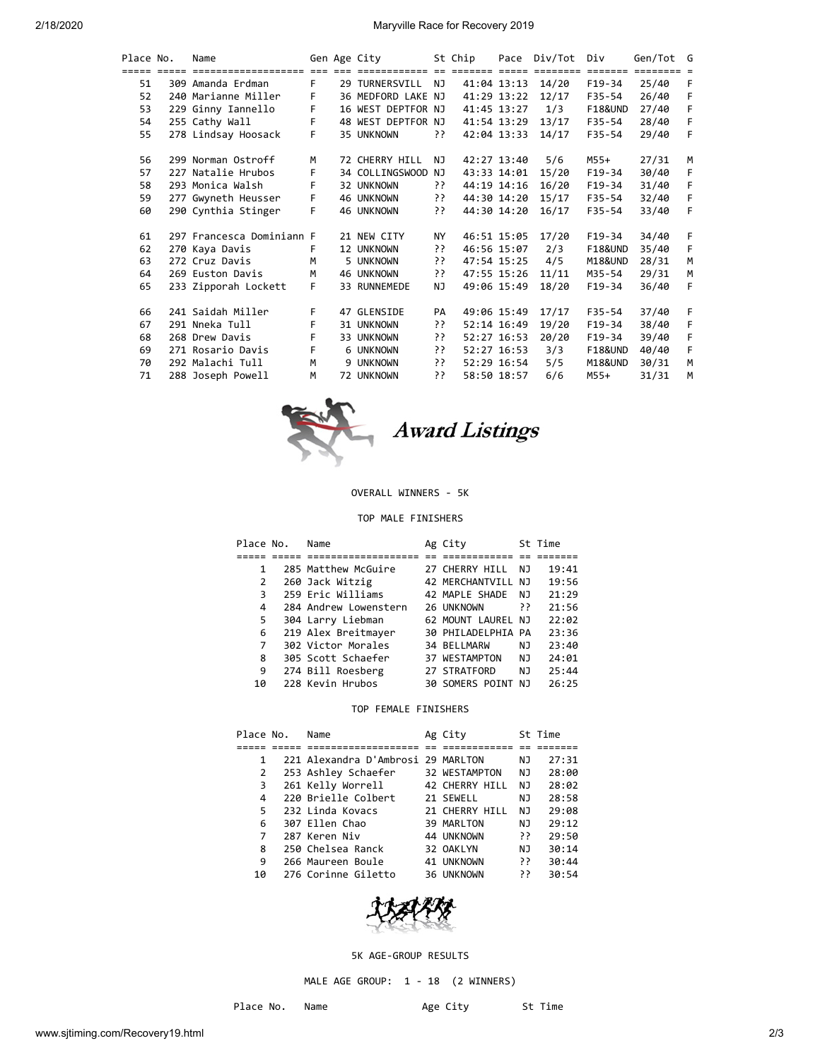| Place | No. | Name | Gen | Age | City | St | Chip | Pace | Div/Tot | Div | Gen/Tot | G |
|---|---|---|---|---|---|---|---|---|---|---|---|---|
| 51 | 309 | Amanda Erdman | F | 29 | TURNERSVILL | NJ | 41:04 | 13:13 | 14/20 | F19-34 | 25/40 | F |
| 52 | 240 | Marianne Miller | F | 36 | MEDFORD LAKE | NJ | 41:29 | 13:22 | 12/17 | F35-54 | 26/40 | F |
| 53 | 229 | Ginny Iannello | F | 16 | WEST DEPTFOR | NJ | 41:45 | 13:27 | 1/3 | F18&UND | 27/40 | F |
| 54 | 255 | Cathy Wall | F | 48 | WEST DEPTFOR | NJ | 41:54 | 13:29 | 13/17 | F35-54 | 28/40 | F |
| 55 | 278 | Lindsay Hoosack | F | 35 | UNKNOWN | ?? | 42:04 | 13:33 | 14/17 | F35-54 | 29/40 | F |
| 56 | 299 | Norman Ostroff | M | 72 | CHERRY HILL | NJ | 42:27 | 13:40 | 5/6 | M55+ | 27/31 | M |
| 57 | 227 | Natalie Hrubos | F | 34 | COLLINGSWOOD | NJ | 43:33 | 14:01 | 15/20 | F19-34 | 30/40 | F |
| 58 | 293 | Monica Walsh | F | 32 | UNKNOWN | ?? | 44:19 | 14:16 | 16/20 | F19-34 | 31/40 | F |
| 59 | 277 | Gwyneth Heusser | F | 46 | UNKNOWN | ?? | 44:30 | 14:20 | 15/17 | F35-54 | 32/40 | F |
| 60 | 290 | Cynthia Stinger | F | 46 | UNKNOWN | ?? | 44:30 | 14:20 | 16/17 | F35-54 | 33/40 | F |
| 61 | 297 | Francesca Dominiann | F | 21 | NEW CITY | NY | 46:51 | 15:05 | 17/20 | F19-34 | 34/40 | F |
| 62 | 270 | Kaya Davis | F | 12 | UNKNOWN | ?? | 46:56 | 15:07 | 2/3 | F18&UND | 35/40 | F |
| 63 | 272 | Cruz Davis | M | 5 | UNKNOWN | ?? | 47:54 | 15:25 | 4/5 | M18&UND | 28/31 | M |
| 64 | 269 | Euston Davis | M | 46 | UNKNOWN | ?? | 47:55 | 15:26 | 11/11 | M35-54 | 29/31 | M |
| 65 | 233 | Zipporah Lockett | F | 33 | RUNNEMEDE | NJ | 49:06 | 15:49 | 18/20 | F19-34 | 36/40 | F |
| 66 | 241 | Saidah Miller | F | 47 | GLENSIDE | PA | 49:06 | 15:49 | 17/17 | F35-54 | 37/40 | F |
| 67 | 291 | Nneka Tull | F | 31 | UNKNOWN | ?? | 52:14 | 16:49 | 19/20 | F19-34 | 38/40 | F |
| 68 | 268 | Drew Davis | F | 33 | UNKNOWN | ?? | 52:27 | 16:53 | 20/20 | F19-34 | 39/40 | F |
| 69 | 271 | Rosario Davis | F | 6 | UNKNOWN | ?? | 52:27 | 16:53 | 3/3 | F18&UND | 40/40 | F |
| 70 | 292 | Malachi Tull | M | 9 | UNKNOWN | ?? | 52:29 | 16:54 | 5/5 | M18&UND | 30/31 | M |
| 71 | 288 | Joseph Powell | M | 72 | UNKNOWN | ?? | 58:50 | 18:57 | 6/6 | M55+ | 31/31 | M |

# Award Listings

## OVERALL WINNERS - 5K

### TOP MALE FINISHERS

| Place | No. | Name | Ag | City | St | Time |
|---|---|---|---|---|---|---|
| 1 | 285 | Matthew McGuire | 27 | CHERRY HILL | NJ | 19:41 |
| 2 | 260 | Jack Witzig | 42 | MERCHANTVILL | NJ | 19:56 |
| 3 | 259 | Eric Williams | 42 | MAPLE SHADE | NJ | 21:29 |
| 4 | 284 | Andrew Lowenstern | 26 | UNKNOWN | ?? | 21:56 |
| 5 | 304 | Larry Liebman | 62 | MOUNT LAUREL | NJ | 22:02 |
| 6 | 219 | Alex Breitmayer | 30 | PHILADELPHIA | PA | 23:36 |
| 7 | 302 | Victor Morales | 34 | BELLMARW | NJ | 23:40 |
| 8 | 305 | Scott Schaefer | 37 | WESTAMPTON | NJ | 24:01 |
| 9 | 274 | Bill Roesberg | 27 | STRATFORD | NJ | 25:44 |
| 10 | 228 | Kevin Hrubos | 30 | SOMERS POINT | NJ | 26:25 |

### TOP FEMALE FINISHERS

| Place | No. | Name | Ag | City | St | Time |
|---|---|---|---|---|---|---|
| 1 | 221 | Alexandra D'Ambrosi | 29 | MARLTON | NJ | 27:31 |
| 2 | 253 | Ashley Schaefer | 32 | WESTAMPTON | NJ | 28:00 |
| 3 | 261 | Kelly Worrell | 42 | CHERRY HILL | NJ | 28:02 |
| 4 | 220 | Brielle Colbert | 21 | SEWELL | NJ | 28:58 |
| 5 | 232 | Linda Kovacs | 21 | CHERRY HILL | NJ | 29:08 |
| 6 | 307 | Ellen Chao | 39 | MARLTON | NJ | 29:12 |
| 7 | 287 | Keren Niv | 44 | UNKNOWN | ?? | 29:50 |
| 8 | 250 | Chelsea Ranck | 32 | OAKLYN | NJ | 30:14 |
| 9 | 266 | Maureen Boule | 41 | UNKNOWN | ?? | 30:44 |
| 10 | 276 | Corinne Giletto | 36 | UNKNOWN | ?? | 30:54 |

## 5K AGE-GROUP RESULTS

MALE AGE GROUP: 1 - 18 (2 WINNERS)

Place No. Name Age City St Time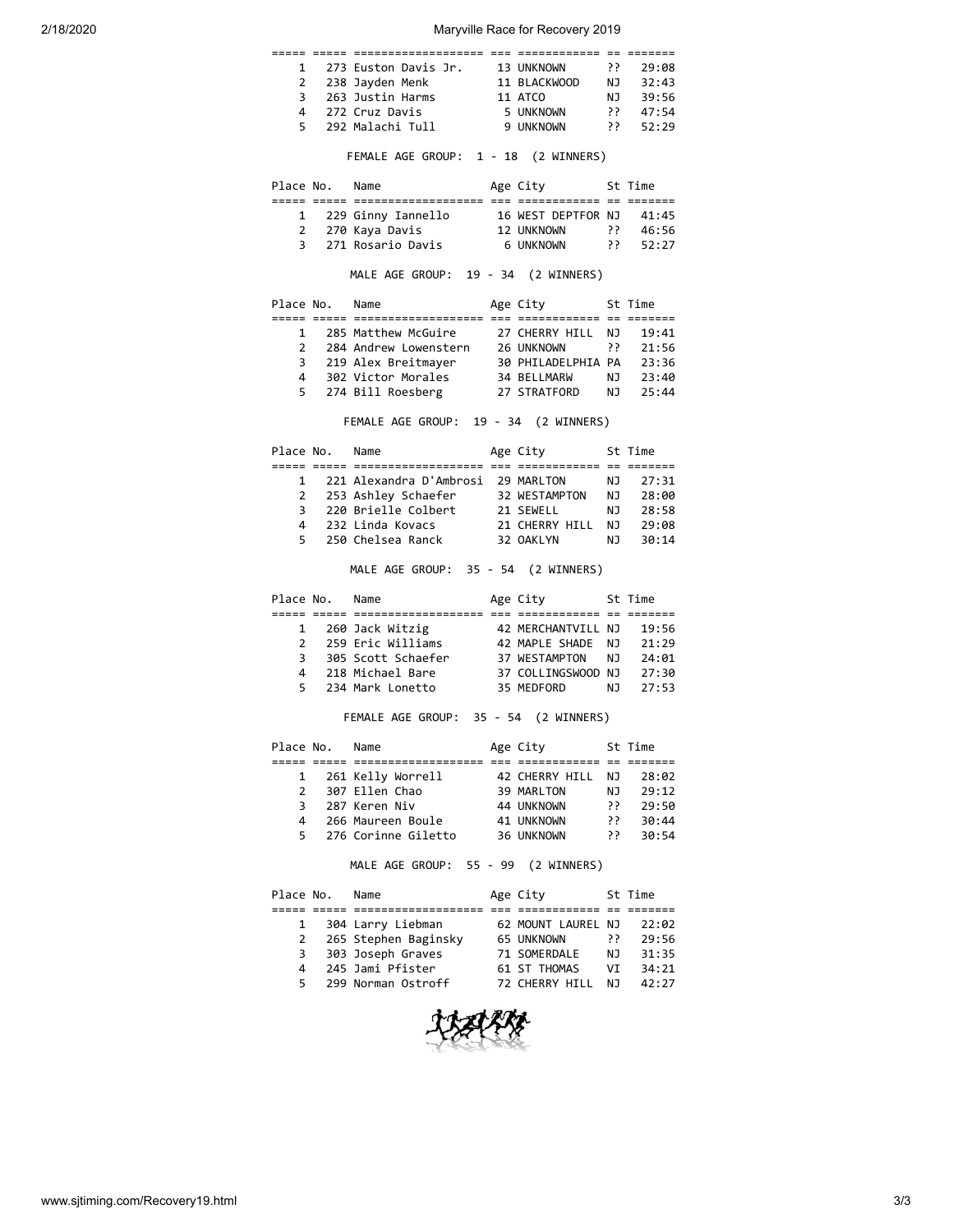| Place | No. | Name | Age | City | St | Time |
|---|---|---|---|---|---|---|
| 1 | 273 | Euston Davis Jr. | 13 | UNKNOWN | ?? | 29:08 |
| 2 | 238 | Jayden Menk | 11 | BLACKWOOD | NJ | 32:43 |
| 3 | 263 | Justin Harms | 11 | ATCO | NJ | 39:56 |
| 4 | 272 | Cruz Davis | 5 | UNKNOWN | ?? | 47:54 |
| 5 | 292 | Malachi Tull | 9 | UNKNOWN | ?? | 52:29 |

FEMALE AGE GROUP: 1 - 18 (2 WINNERS)

| Place | No. | Name | Age | City | St | Time |
|---|---|---|---|---|---|---|
| 1 | 229 | Ginny Iannello | 16 | WEST DEPTFOR | NJ | 41:45 |
| 2 | 270 | Kaya Davis | 12 | UNKNOWN | ?? | 46:56 |
| 3 | 271 | Rosario Davis | 6 | UNKNOWN | ?? | 52:27 |

MALE AGE GROUP: 19 - 34 (2 WINNERS)

| Place | No. | Name | Age | City | St | Time |
|---|---|---|---|---|---|---|
| 1 | 285 | Matthew McGuire | 27 | CHERRY HILL | NJ | 19:41 |
| 2 | 284 | Andrew Lowenstern | 26 | UNKNOWN | ?? | 21:56 |
| 3 | 219 | Alex Breitmayer | 30 | PHILADELPHIA | PA | 23:36 |
| 4 | 302 | Victor Morales | 34 | BELLMARW | NJ | 23:40 |
| 5 | 274 | Bill Roesberg | 27 | STRATFORD | NJ | 25:44 |

FEMALE AGE GROUP: 19 - 34 (2 WINNERS)

| Place | No. | Name | Age | City | St | Time |
|---|---|---|---|---|---|---|
| 1 | 221 | Alexandra D'Ambrosi | 29 | MARLTON | NJ | 27:31 |
| 2 | 253 | Ashley Schaefer | 32 | WESTAMPTON | NJ | 28:00 |
| 3 | 220 | Brielle Colbert | 21 | SEWELL | NJ | 28:58 |
| 4 | 232 | Linda Kovacs | 21 | CHERRY HILL | NJ | 29:08 |
| 5 | 250 | Chelsea Ranck | 32 | OAKLYN | NJ | 30:14 |

MALE AGE GROUP: 35 - 54 (2 WINNERS)

| Place | No. | Name | Age | City | St | Time |
|---|---|---|---|---|---|---|
| 1 | 260 | Jack Witzig | 42 | MERCHANTVILL | NJ | 19:56 |
| 2 | 259 | Eric Williams | 42 | MAPLE SHADE | NJ | 21:29 |
| 3 | 305 | Scott Schaefer | 37 | WESTAMPTON | NJ | 24:01 |
| 4 | 218 | Michael Bare | 37 | COLLINGSWOOD | NJ | 27:30 |
| 5 | 234 | Mark Lonetto | 35 | MEDFORD | NJ | 27:53 |

FEMALE AGE GROUP: 35 - 54 (2 WINNERS)

| Place | No. | Name | Age | City | St | Time |
|---|---|---|---|---|---|---|
| 1 | 261 | Kelly Worrell | 42 | CHERRY HILL | NJ | 28:02 |
| 2 | 307 | Ellen Chao | 39 | MARLTON | NJ | 29:12 |
| 3 | 287 | Keren Niv | 44 | UNKNOWN | ?? | 29:50 |
| 4 | 266 | Maureen Boule | 41 | UNKNOWN | ?? | 30:44 |
| 5 | 276 | Corinne Giletto | 36 | UNKNOWN | ?? | 30:54 |

MALE AGE GROUP: 55 - 99 (2 WINNERS)

| Place | No. | Name | Age | City | St | Time |
|---|---|---|---|---|---|---|
| 1 | 304 | Larry Liebman | 62 | MOUNT LAUREL | NJ | 22:02 |
| 2 | 265 | Stephen Baginsky | 65 | UNKNOWN | ?? | 29:56 |
| 3 | 303 | Joseph Graves | 71 | SOMERDALE | NJ | 31:35 |
| 4 | 245 | Jami Pfister | 61 | ST THOMAS | VI | 34:21 |
| 5 | 299 | Norman Ostroff | 72 | CHERRY HILL | NJ | 42:27 |